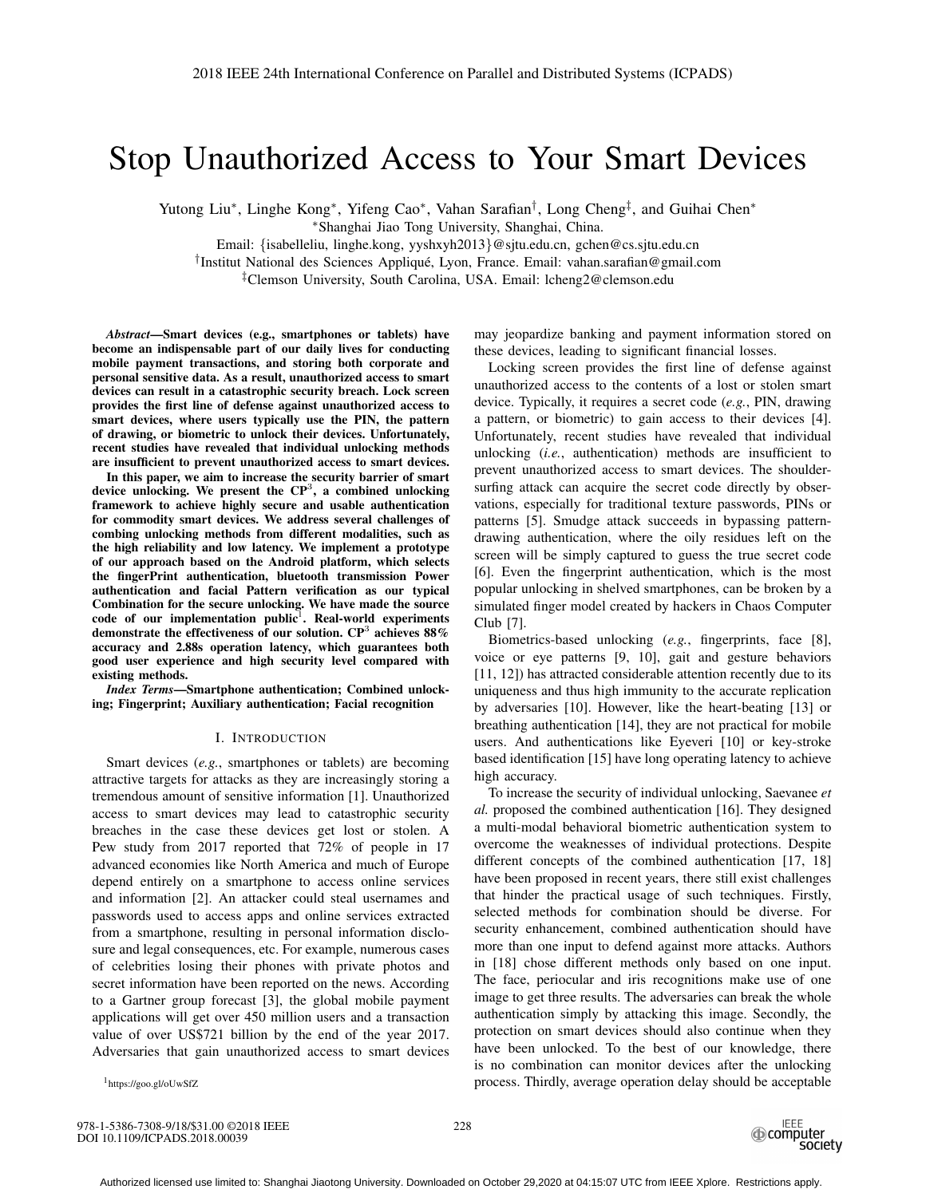# Stop Unauthorized Access to Your Smart Devices

Yutong Liu*, Linghe Kong*, Yifeng Cao*, Vahan Sarafian†, Long Cheng‡, and Guihai Chen*

*Shanghai Jiao Tong University, Shanghai, China.

Email: {isabelleliu, linghe.kong, yyshxyh2013}@sjtu.edu.cn, gchen@cs.sjtu.edu.cn

†Institut National des Sciences Appliqué, Lyon, France. Email: vahan.sarafian@gmail.com

‡Clemson University, South Carolina, USA. Email: lcheng2@clemson.edu

***Abstract*—Smart devices (e.g., smartphones or tablets) have become an indispensable part of our daily lives for conducting mobile payment transactions, and storing both corporate and personal sensitive data. As a result, unauthorized access to smart devices can result in a catastrophic security breach. Lock screen provides the first line of defense against unauthorized access to smart devices, where users typically use the PIN, the pattern of drawing, or biometric to unlock their devices. Unfortunately, recent studies have revealed that individual unlocking methods are insufficient to prevent unauthorized access to smart devices.**

**In this paper, we aim to increase the security barrier of smart device unlocking. We present the CP[3], a combined unlocking framework to achieve highly secure and usable authentication for commodity smart devices. We address several challenges of combing unlocking methods from different modalities, such as the high reliability and low latency. We implement a prototype of our approach based on the Android platform, which selects the fingerPrint authentication, bluetooth transmission Power authentication and facial Pattern verification as our typical Combination for the secure unlocking. We have made the source code of our implementation public[1]. Real-world experiments demonstrate the effectiveness of our solution. CP[3] achieves 88% accuracy and 2.88s operation latency, which guarantees both good user experience and high security level compared with existing methods.**

***Index Terms*—Smartphone authentication; Combined unlocking; Fingerprint; Auxiliary authentication; Facial recognition**

## I. Introduction

Smart devices (*e.g.*, smartphones or tablets) are becoming attractive targets for attacks as they are increasingly storing a tremendous amount of sensitive information [1]. Unauthorized access to smart devices may lead to catastrophic security breaches in the case these devices get lost or stolen. A Pew study from 2017 reported that 72% of people in 17 advanced economies like North America and much of Europe depend entirely on a smartphone to access online services and information [2]. An attacker could steal usernames and passwords used to access apps and online services extracted from a smartphone, resulting in personal information disclosure and legal consequences, etc. For example, numerous cases of celebrities losing their phones with private photos and secret information have been reported on the news. According to a Gartner group forecast [3], the global mobile payment applications will get over 450 million users and a transaction value of over US$721 billion by the end of the year 2017. Adversaries that gain unauthorized access to smart devices may jeopardize banking and payment information stored on these devices, leading to significant financial losses.

Locking screen provides the first line of defense against unauthorized access to the contents of a lost or stolen smart device. Typically, it requires a secret code (*e.g.*, PIN, drawing a pattern, or biometric) to gain access to their devices [4]. Unfortunately, recent studies have revealed that individual unlocking (*i.e.*, authentication) methods are insufficient to prevent unauthorized access to smart devices. The shoulder-surfing attack can acquire the secret code directly by observations, especially for traditional texture passwords, PINs or patterns [5]. Smudge attack succeeds in bypassing pattern-drawing authentication, where the oily residues left on the screen will be simply captured to guess the true secret code [6]. Even the fingerprint authentication, which is the most popular unlocking in shelved smartphones, can be broken by a simulated finger model created by hackers in Chaos Computer Club [7].

Biometrics-based unlocking (*e.g.*, fingerprints, face [8], voice or eye patterns [9, 10], gait and gesture behaviors [11, 12]) has attracted considerable attention recently due to its uniqueness and thus high immunity to the accurate replication by adversaries [10]. However, like the heart-beating [13] or breathing authentication [14], they are not practical for mobile users. And authentications like Eyeveri [10] or key-stroke based identification [15] have long operating latency to achieve high accuracy.

To increase the security of individual unlocking, Saevanee *et al.* proposed the combined authentication [16]. They designed a multi-modal behavioral biometric authentication system to overcome the weaknesses of individual protections. Despite different concepts of the combined authentication [17, 18] have been proposed in recent years, there still exist challenges that hinder the practical usage of such techniques. Firstly, selected methods for combination should be diverse. For security enhancement, combined authentication should have more than one input to defend against more attacks. Authors in [18] chose different methods only based on one input. The face, periocular and iris recognitions make use of one image to get three results. The adversaries can break the whole authentication simply by attacking this image. Secondly, the protection on smart devices should also continue when they have been unlocked. To the best of our knowledge, there is no combination can monitor devices after the unlocking process. Thirdly, average operation delay should be acceptable

[1] https://goo.gl/oUwSfZ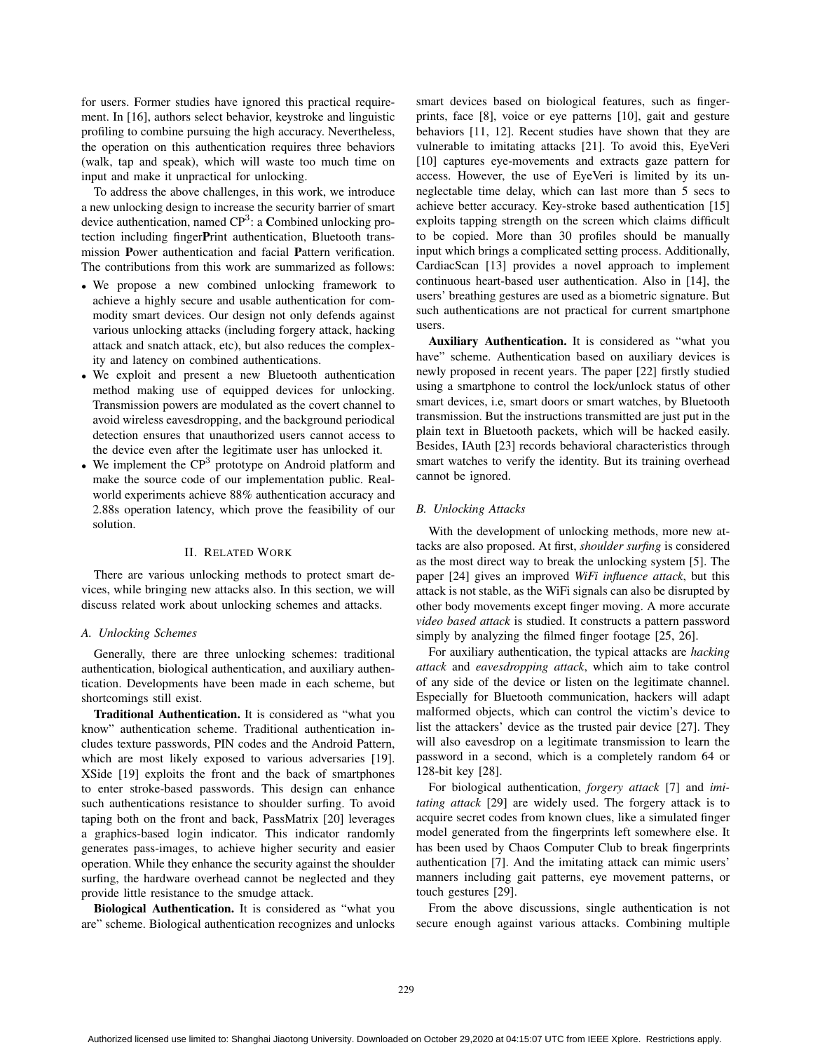for users. Former studies have ignored this practical requirement. In [16], authors select behavior, keystroke and linguistic profiling to combine pursuing the high accuracy. Nevertheless, the operation on this authentication requires three behaviors (walk, tap and speak), which will waste too much time on input and make it unpractical for unlocking.

To address the above challenges, in this work, we introduce a new unlocking design to increase the security barrier of smart device authentication, named $CP^3$: a **C**ombined unlocking protection including finger**P**rint authentication, Bluetooth transmission **P**ower authentication and facial **P**attern verification. The contributions from this work are summarized as follows:

- We propose a new combined unlocking framework to achieve a highly secure and usable authentication for commodity smart devices. Our design not only defends against various unlocking attacks (including forgery attack, hacking attack and snatch attack, etc), but also reduces the complexity and latency on combined authentications.
- We exploit and present a new Bluetooth authentication method making use of equipped devices for unlocking. Transmission powers are modulated as the covert channel to avoid wireless eavesdropping, and the background periodical detection ensures that unauthorized users cannot access to the device even after the legitimate user has unlocked it.
- We implement the $CP^3$ prototype on Android platform and make the source code of our implementation public. Real-world experiments achieve 88% authentication accuracy and 2.88s operation latency, which prove the feasibility of our solution.

## II. Related Work

There are various unlocking methods to protect smart devices, while bringing new attacks also. In this section, we will discuss related work about unlocking schemes and attacks.

### A. Unlocking Schemes

Generally, there are three unlocking schemes: traditional authentication, biological authentication, and auxiliary authentication. Developments have been made in each scheme, but shortcomings still exist.

**Traditional Authentication.** It is considered as "what you know" authentication scheme. Traditional authentication includes texture passwords, PIN codes and the Android Pattern, which are most likely exposed to various adversaries [19]. XSide [19] exploits the front and the back of smartphones to enter stroke-based passwords. This design can enhance such authentications resistance to shoulder surfing. To avoid taping both on the front and back, PassMatrix [20] leverages a graphics-based login indicator. This indicator randomly generates pass-images, to achieve higher security and easier operation. While they enhance the security against the shoulder surfing, the hardware overhead cannot be neglected and they provide little resistance to the smudge attack.

**Biological Authentication.** It is considered as "what you are" scheme. Biological authentication recognizes and unlocks smart devices based on biological features, such as fingerprints, face [8], voice or eye patterns [10], gait and gesture behaviors [11, 12]. Recent studies have shown that they are vulnerable to imitating attacks [21]. To avoid this, EyeVeri [10] captures eye-movements and extracts gaze pattern for access. However, the use of EyeVeri is limited by its unneglectable time delay, which can last more than 5 secs to achieve better accuracy. Key-stroke based authentication [15] exploits tapping strength on the screen which claims difficult to be copied. More than 30 profiles should be manually input which brings a complicated setting process. Additionally, CardiacScan [13] provides a novel approach to implement continuous heart-based user authentication. Also in [14], the users' breathing gestures are used as a biometric signature. But such authentications are not practical for current smartphone users.

**Auxiliary Authentication.** It is considered as "what you have" scheme. Authentication based on auxiliary devices is newly proposed in recent years. The paper [22] firstly studied using a smartphone to control the lock/unlock status of other smart devices, i.e, smart doors or smart watches, by Bluetooth transmission. But the instructions transmitted are just put in the plain text in Bluetooth packets, which will be hacked easily. Besides, IAuth [23] records behavioral characteristics through smart watches to verify the identity. But its training overhead cannot be ignored.

### B. Unlocking Attacks

With the development of unlocking methods, more new attacks are also proposed. At first, *shoulder surfing* is considered as the most direct way to break the unlocking system [5]. The paper [24] gives an improved *WiFi influence attack*, but this attack is not stable, as the WiFi signals can also be disrupted by other body movements except finger moving. A more accurate *video based attack* is studied. It constructs a pattern password simply by analyzing the filmed finger footage [25, 26].

For auxiliary authentication, the typical attacks are *hacking attack* and *eavesdropping attack*, which aim to take control of any side of the device or listen on the legitimate channel. Especially for Bluetooth communication, hackers will adapt malformed objects, which can control the victim's device to list the attackers' device as the trusted pair device [27]. They will also eavesdrop on a legitimate transmission to learn the password in a second, which is a completely random 64 or 128-bit key [28].

For biological authentication, *forgery attack* [7] and *imitating attack* [29] are widely used. The forgery attack is to acquire secret codes from known clues, like a simulated finger model generated from the fingerprints left somewhere else. It has been used by Chaos Computer Club to break fingerprints authentication [7]. And the imitating attack can mimic users' manners including gait patterns, eye movement patterns, or touch gestures [29].

From the above discussions, single authentication is not secure enough against various attacks. Combining multiple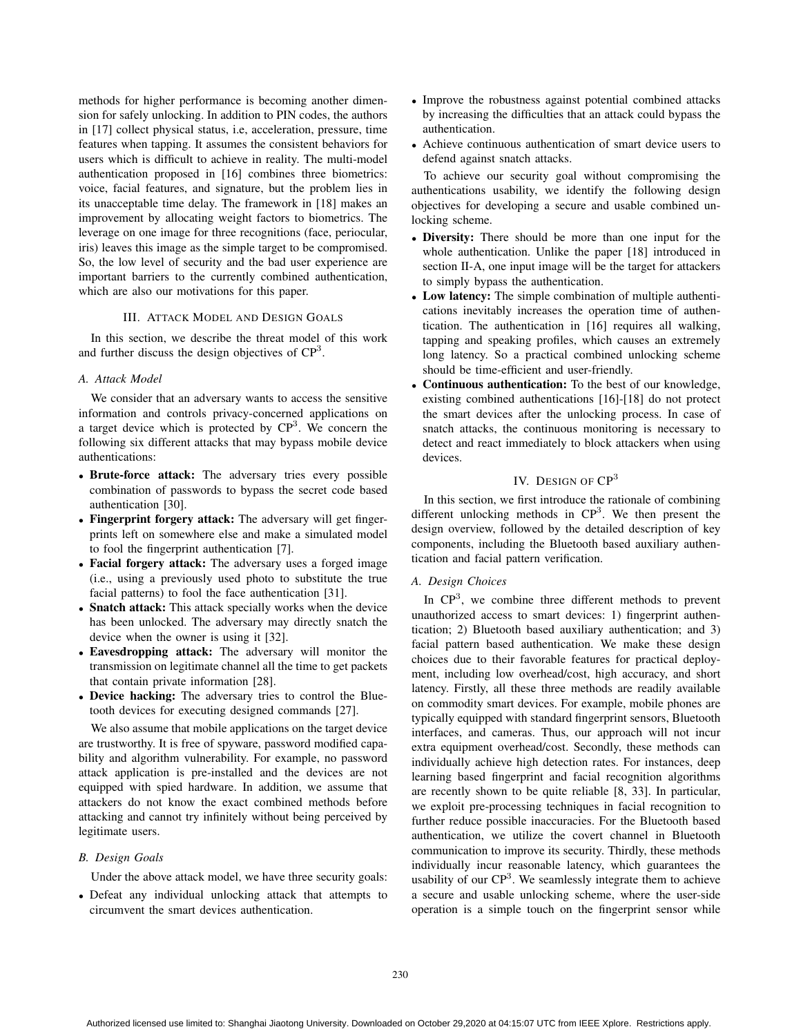methods for higher performance is becoming another dimension for safely unlocking. In addition to PIN codes, the authors in [17] collect physical status, i.e, acceleration, pressure, time features when tapping. It assumes the consistent behaviors for users which is difficult to achieve in reality. The multi-model authentication proposed in [16] combines three biometrics: voice, facial features, and signature, but the problem lies in its unacceptable time delay. The framework in [18] makes an improvement by allocating weight factors to biometrics. The leverage on one image for three recognitions (face, periocular, iris) leaves this image as the simple target to be compromised. So, the low level of security and the bad user experience are important barriers to the currently combined authentication, which are also our motivations for this paper.

## III. Attack Model and Design Goals

In this section, we describe the threat model of this work and further discuss the design objectives of $CP^3$.

### A. Attack Model

We consider that an adversary wants to access the sensitive information and controls privacy-concerned applications on a target device which is protected by $CP^3$. We concern the following six different attacks that may bypass mobile device authentications:

- **Brute-force attack:** The adversary tries every possible combination of passwords to bypass the secret code based authentication [30].
- **Fingerprint forgery attack:** The adversary will get fingerprints left on somewhere else and make a simulated model to fool the fingerprint authentication [7].
- **Facial forgery attack:** The adversary uses a forged image (i.e., using a previously used photo to substitute the true facial patterns) to fool the face authentication [31].
- **Snatch attack:** This attack specially works when the device has been unlocked. The adversary may directly snatch the device when the owner is using it [32].
- **Eavesdropping attack:** The adversary will monitor the transmission on legitimate channel all the time to get packets that contain private information [28].
- **Device hacking:** The adversary tries to control the Bluetooth devices for executing designed commands [27].

We also assume that mobile applications on the target device are trustworthy. It is free of spyware, password modified capability and algorithm vulnerability. For example, no password attack application is pre-installed and the devices are not equipped with spied hardware. In addition, we assume that attackers do not know the exact combined methods before attacking and cannot try infinitely without being perceived by legitimate users.

### B. Design Goals

Under the above attack model, we have three security goals:

- Defeat any individual unlocking attack that attempts to circumvent the smart devices authentication.
- Improve the robustness against potential combined attacks by increasing the difficulties that an attack could bypass the authentication.
- Achieve continuous authentication of smart device users to defend against snatch attacks.

To achieve our security goal without compromising the authentications usability, we identify the following design objectives for developing a secure and usable combined unlocking scheme.

- **Diversity:** There should be more than one input for the whole authentication. Unlike the paper [18] introduced in section II-A, one input image will be the target for attackers to simply bypass the authentication.
- **Low latency:** The simple combination of multiple authentications inevitably increases the operation time of authentication. The authentication in [16] requires all walking, tapping and speaking profiles, which causes an extremely long latency. So a practical combined unlocking scheme should be time-efficient and user-friendly.
- **Continuous authentication:** To the best of our knowledge, existing combined authentications [16]-[18] do not protect the smart devices after the unlocking process. In case of snatch attacks, the continuous monitoring is necessary to detect and react immediately to block attackers when using devices.

## IV. Design of $CP^3$

In this section, we first introduce the rationale of combining different unlocking methods in $CP^3$. We then present the design overview, followed by the detailed description of key components, including the Bluetooth based auxiliary authentication and facial pattern verification.

### A. Design Choices

In $CP^3$, we combine three different methods to prevent unauthorized access to smart devices: 1) fingerprint authentication; 2) Bluetooth based auxiliary authentication; and 3) facial pattern based authentication. We make these design choices due to their favorable features for practical deployment, including low overhead/cost, high accuracy, and short latency. Firstly, all these three methods are readily available on commodity smart devices. For example, mobile phones are typically equipped with standard fingerprint sensors, Bluetooth interfaces, and cameras. Thus, our approach will not incur extra equipment overhead/cost. Secondly, these methods can individually achieve high detection rates. For instances, deep learning based fingerprint and facial recognition algorithms are recently shown to be quite reliable [8, 33]. In particular, we exploit pre-processing techniques in facial recognition to further reduce possible inaccuracies. For the Bluetooth based authentication, we utilize the covert channel in Bluetooth communication to improve its security. Thirdly, these methods individually incur reasonable latency, which guarantees the usability of our $CP^3$. We seamlessly integrate them to achieve a secure and usable unlocking scheme, where the user-side operation is a simple touch on the fingerprint sensor while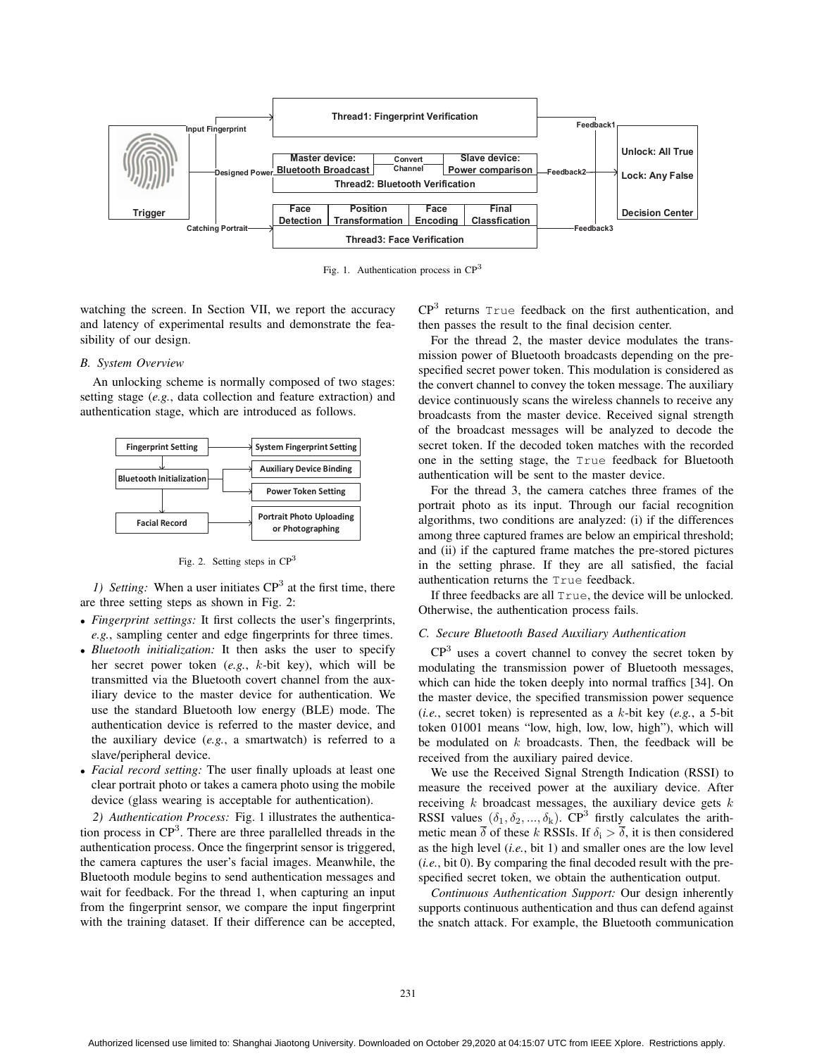Fig. 1. Authentication process in CP[3]

watching the screen. In Section VII, we report the accuracy and latency of experimental results and demonstrate the feasibility of our design.

### B. System Overview

An unlocking scheme is normally composed of two stages: setting stage (*e.g.*, data collection and feature extraction) and authentication stage, which are introduced as follows.

Fig. 2. Setting steps in CP[3]

*1) Setting:* When a user initiates CP[3] at the first time, there are three setting steps as shown in Fig. 2:

- *Fingerprint settings:* It first collects the user's fingerprints, *e.g.*, sampling center and edge fingerprints for three times.
- *Bluetooth initialization:* It then asks the user to specify her secret power token (*e.g.*, $k$-bit key), which will be transmitted via the Bluetooth covert channel from the auxiliary device to the master device for authentication. We use the standard Bluetooth low energy (BLE) mode. The authentication device is referred to the master device, and the auxiliary device (*e.g.*, a smartwatch) is referred to a slave/peripheral device.
- *Facial record setting:* The user finally uploads at least one clear portrait photo or takes a camera photo using the mobile device (glass wearing is acceptable for authentication).

*2) Authentication Process:* Fig. 1 illustrates the authentication process in CP[3]. There are three parallelled threads in the authentication process. Once the fingerprint sensor is triggered, the camera captures the user's facial images. Meanwhile, the Bluetooth module begins to send authentication messages and wait for feedback. For the thread 1, when capturing an input from the fingerprint sensor, we compare the input fingerprint with the training dataset. If their difference can be accepted, CP[3] returns `True` feedback on the first authentication, and then passes the result to the final decision center.

For the thread 2, the master device modulates the transmission power of Bluetooth broadcasts depending on the prespecified secret power token. This modulation is considered as the convert channel to convey the token message. The auxiliary device continuously scans the wireless channels to receive any broadcasts from the master device. Received signal strength of the broadcast messages will be analyzed to decode the secret token. If the decoded token matches with the recorded one in the setting stage, the `True` feedback for Bluetooth authentication will be sent to the master device.

For the thread 3, the camera catches three frames of the portrait photo as its input. Through our facial recognition algorithms, two conditions are analyzed: (i) if the differences among three captured frames are below an empirical threshold; and (ii) if the captured frame matches the pre-stored pictures in the setting phrase. If they are all satisfied, the facial authentication returns the `True` feedback.

If three feedbacks are all `True`, the device will be unlocked. Otherwise, the authentication process fails.

### C. Secure Bluetooth Based Auxiliary Authentication

CP[3] uses a covert channel to convey the secret token by modulating the transmission power of Bluetooth messages, which can hide the token deeply into normal traffics [34]. On the master device, the specified transmission power sequence (*i.e.*, secret token) is represented as a $k$-bit key (*e.g.*, a 5-bit token 01001 means "low, high, low, low, high"), which will be modulated on $k$ broadcasts. Then, the feedback will be received from the auxiliary paired device.

We use the Received Signal Strength Indication (RSSI) to measure the received power at the auxiliary device. After receiving $k$ broadcast messages, the auxiliary device gets $k$ RSSI values $(\delta_1, \delta_2, ..., \delta_k)$. CP[3] firstly calculates the arithmetic mean $\overline{\delta}$ of these $k$ RSSIs. If $\delta_i > \overline{\delta}$, it is then considered as the high level (*i.e.*, bit 1) and smaller ones are the low level (*i.e.*, bit 0). By comparing the final decoded result with the prespecified secret token, we obtain the authentication output.

*Continuous Authentication Support:* Our design inherently supports continuous authentication and thus can defend against the snatch attack. For example, the Bluetooth communication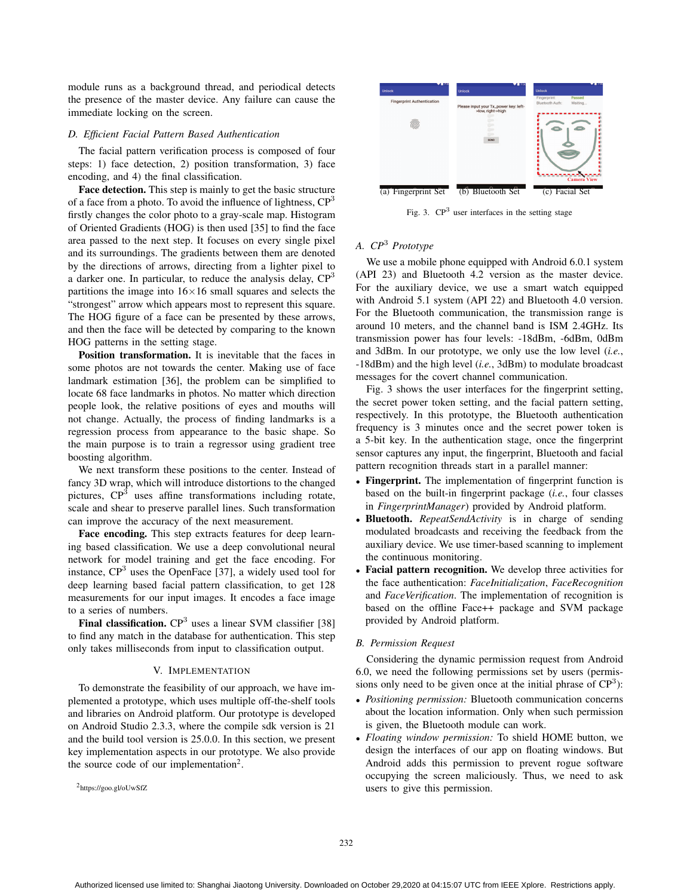module runs as a background thread, and periodical detects the presence of the master device. Any failure can cause the immediate locking on the screen.

### D. Efficient Facial Pattern Based Authentication

The facial pattern verification process is composed of four steps: 1) face detection, 2) position transformation, 3) face encoding, and 4) the final classification.

**Face detection.** This step is mainly to get the basic structure of a face from a photo. To avoid the influence of lightness, CP$^3$ firstly changes the color photo to a gray-scale map. Histogram of Oriented Gradients (HOG) is then used [35] to find the face area passed to the next step. It focuses on every single pixel and its surroundings. The gradients between them are denoted by the directions of arrows, directing from a lighter pixel to a darker one. In particular, to reduce the analysis delay, CP$^3$ partitions the image into $16\times16$ small squares and selects the "strongest" arrow which appears most to represent this square. The HOG figure of a face can be presented by these arrows, and then the face will be detected by comparing to the known HOG patterns in the setting stage.

**Position transformation.** It is inevitable that the faces in some photos are not towards the center. Making use of face landmark estimation [36], the problem can be simplified to locate 68 face landmarks in photos. No matter which direction people look, the relative positions of eyes and mouths will not change. Actually, the process of finding landmarks is a regression process from appearance to the basic shape. So the main purpose is to train a regressor using gradient tree boosting algorithm.

We next transform these positions to the center. Instead of fancy 3D wrap, which will introduce distortions to the changed pictures, CP$^3$ uses affine transformations including rotate, scale and shear to preserve parallel lines. Such transformation can improve the accuracy of the next measurement.

**Face encoding.** This step extracts features for deep learning based classification. We use a deep convolutional neural network for model training and get the face encoding. For instance, CP$^3$ uses the OpenFace [37], a widely used tool for deep learning based facial pattern classification, to get 128 measurements for our input images. It encodes a face image to a series of numbers.

**Final classification.** CP$^3$ uses a linear SVM classifier [38] to find any match in the database for authentication. This step only takes milliseconds from input to classification output.

## V. Implementation

To demonstrate the feasibility of our approach, we have implemented a prototype, which uses multiple off-the-shelf tools and libraries on Android platform. Our prototype is developed on Android Studio 2.3.3, where the compile sdk version is 21 and the build tool version is 25.0.0. In this section, we present key implementation aspects in our prototype. We also provide the source code of our implementation[2].

[2]https://goo.gl/oUwSfZ

(a) Fingerprint Set (b) Bluetooth Set (c) Facial Set

Fig. 3. CP$^3$ user interfaces in the setting stage

### A. CP$^3$ Prototype

We use a mobile phone equipped with Android 6.0.1 system (API 23) and Bluetooth 4.2 version as the master device. For the auxiliary device, we use a smart watch equipped with Android 5.1 system (API 22) and Bluetooth 4.0 version. For the Bluetooth communication, the transmission range is around 10 meters, and the channel band is ISM 2.4GHz. Its transmission power has four levels: -18dBm, -6dBm, 0dBm and 3dBm. In our prototype, we only use the low level (*i.e.*, -18dBm) and the high level (*i.e.*, 3dBm) to modulate broadcast messages for the covert channel communication.

Fig. 3 shows the user interfaces for the fingerprint setting, the secret power token setting, and the facial pattern setting, respectively. In this prototype, the Bluetooth authentication frequency is 3 minutes once and the secret power token is a 5-bit key. In the authentication stage, once the fingerprint sensor captures any input, the fingerprint, Bluetooth and facial pattern recognition threads start in a parallel manner:

- **Fingerprint.** The implementation of fingerprint function is based on the built-in fingerprint package (*i.e.*, four classes in *FingerprintManager*) provided by Android platform.
- **Bluetooth.** *RepeatSendActivity* is in charge of sending modulated broadcasts and receiving the feedback from the auxiliary device. We use timer-based scanning to implement the continuous monitoring.
- **Facial pattern recognition.** We develop three activities for the face authentication: *FaceInitialization*, *FaceRecognition* and *FaceVerification*. The implementation of recognition is based on the offline Face++ package and SVM package provided by Android platform.

### B. Permission Request

Considering the dynamic permission request from Android 6.0, we need the following permissions set by users (permissions only need to be given once at the initial phrase of CP$^3$):

- *Positioning permission:* Bluetooth communication concerns about the location information. Only when such permission is given, the Bluetooth module can work.
- *Floating window permission:* To shield HOME button, we design the interfaces of our app on floating windows. But Android adds this permission to prevent rogue software occupying the screen maliciously. Thus, we need to ask users to give this permission.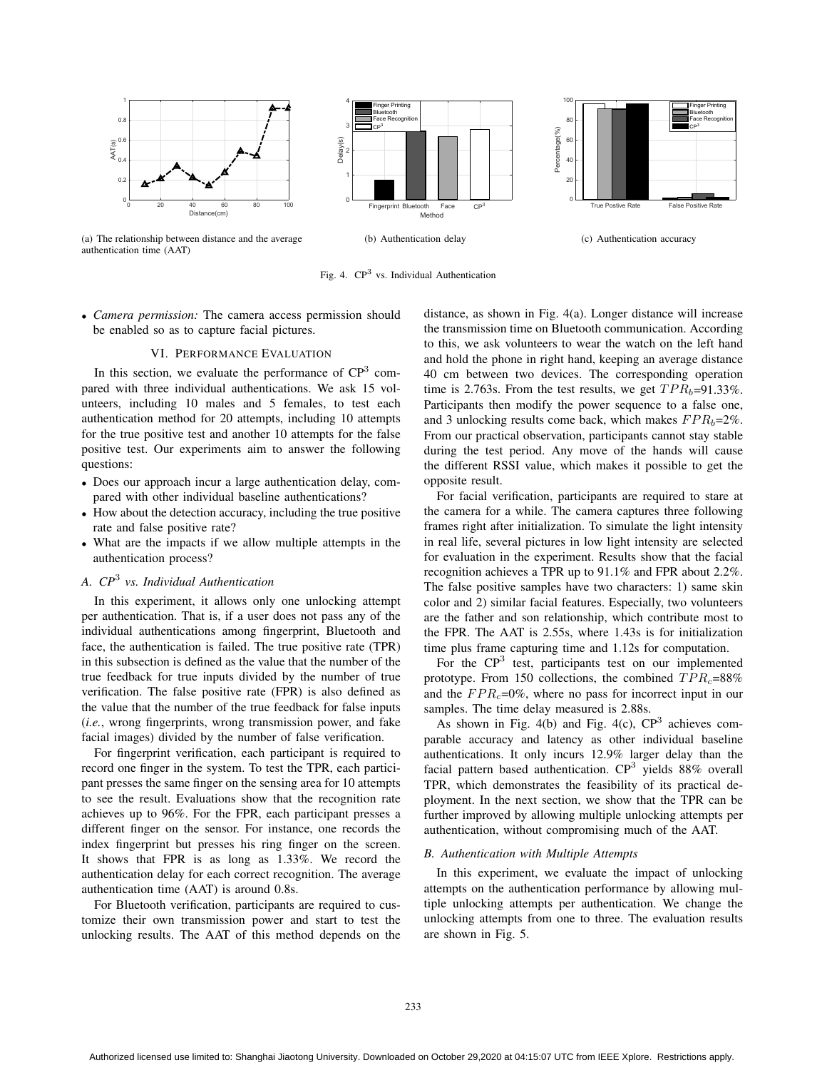(a) The relationship between distance and the average authentication time (AAT)

(b) Authentication delay

(c) Authentication accuracy

Fig. 4. CP[3] vs. Individual Authentication

- *Camera permission:* The camera access permission should be enabled so as to capture facial pictures.

## VI. Performance Evaluation

In this section, we evaluate the performance of CP[3] compared with three individual authentications. We ask 15 volunteers, including 10 males and 5 females, to test each authentication method for 20 attempts, including 10 attempts for the true positive test and another 10 attempts for the false positive test. Our experiments aim to answer the following questions:

- Does our approach incur a large authentication delay, compared with other individual baseline authentications?
- How about the detection accuracy, including the true positive rate and false positive rate?
- What are the impacts if we allow multiple attempts in the authentication process?

### A. *CP[3] vs. Individual Authentication*

In this experiment, it allows only one unlocking attempt per authentication. That is, if a user does not pass any of the individual authentications among fingerprint, Bluetooth and face, the authentication is failed. The true positive rate (TPR) in this subsection is defined as the value that the number of the true feedback for true inputs divided by the number of true verification. The false positive rate (FPR) is also defined as the value that the number of the true feedback for false inputs (*i.e.*, wrong fingerprints, wrong transmission power, and fake facial images) divided by the number of false verification.

For fingerprint verification, each participant is required to record one finger in the system. To test the TPR, each participant presses the same finger on the sensing area for 10 attempts to see the result. Evaluations show that the recognition rate achieves up to 96%. For the FPR, each participant presses a different finger on the sensor. For instance, one records the index fingerprint but presses his ring finger on the screen. It shows that FPR is as long as 1.33%. We record the authentication delay for each correct recognition. The average authentication time (AAT) is around 0.8s.

For Bluetooth verification, participants are required to customize their own transmission power and start to test the unlocking results. The AAT of this method depends on the distance, as shown in Fig. 4(a). Longer distance will increase the transmission time on Bluetooth communication. According to this, we ask volunteers to wear the watch on the left hand and hold the phone in right hand, keeping an average distance 40 cm between two devices. The corresponding operation time is 2.763s. From the test results, we get $TPR_b$=91.33%. Participants then modify the power sequence to a false one, and 3 unlocking results come back, which makes $FPR_b$=2%. From our practical observation, participants cannot stay stable during the test period. Any move of the hands will cause the different RSSI value, which makes it possible to get the opposite result.

For facial verification, participants are required to stare at the camera for a while. The camera captures three following frames right after initialization. To simulate the light intensity in real life, several pictures in low light intensity are selected for evaluation in the experiment. Results show that the facial recognition achieves a TPR up to 91.1% and FPR about 2.2%. The false positive samples have two characters: 1) same skin color and 2) similar facial features. Especially, two volunteers are the father and son relationship, which contribute most to the FPR. The AAT is 2.55s, where 1.43s is for initialization time plus frame capturing time and 1.12s for computation.

For the CP[3] test, participants test on our implemented prototype. From 150 collections, the combined $TPR_c$=88% and the $FPR_c$=0%, where no pass for incorrect input in our samples. The time delay measured is 2.88s.

As shown in Fig. 4(b) and Fig. 4(c), CP[3] achieves comparable accuracy and latency as other individual baseline authentications. It only incurs 12.9% larger delay than the facial pattern based authentication. CP[3] yields 88% overall TPR, which demonstrates the feasibility of its practical deployment. In the next section, we show that the TPR can be further improved by allowing multiple unlocking attempts per authentication, without compromising much of the AAT.

### B. *Authentication with Multiple Attempts*

In this experiment, we evaluate the impact of unlocking attempts on the authentication performance by allowing multiple unlocking attempts per authentication. We change the unlocking attempts from one to three. The evaluation results are shown in Fig. 5.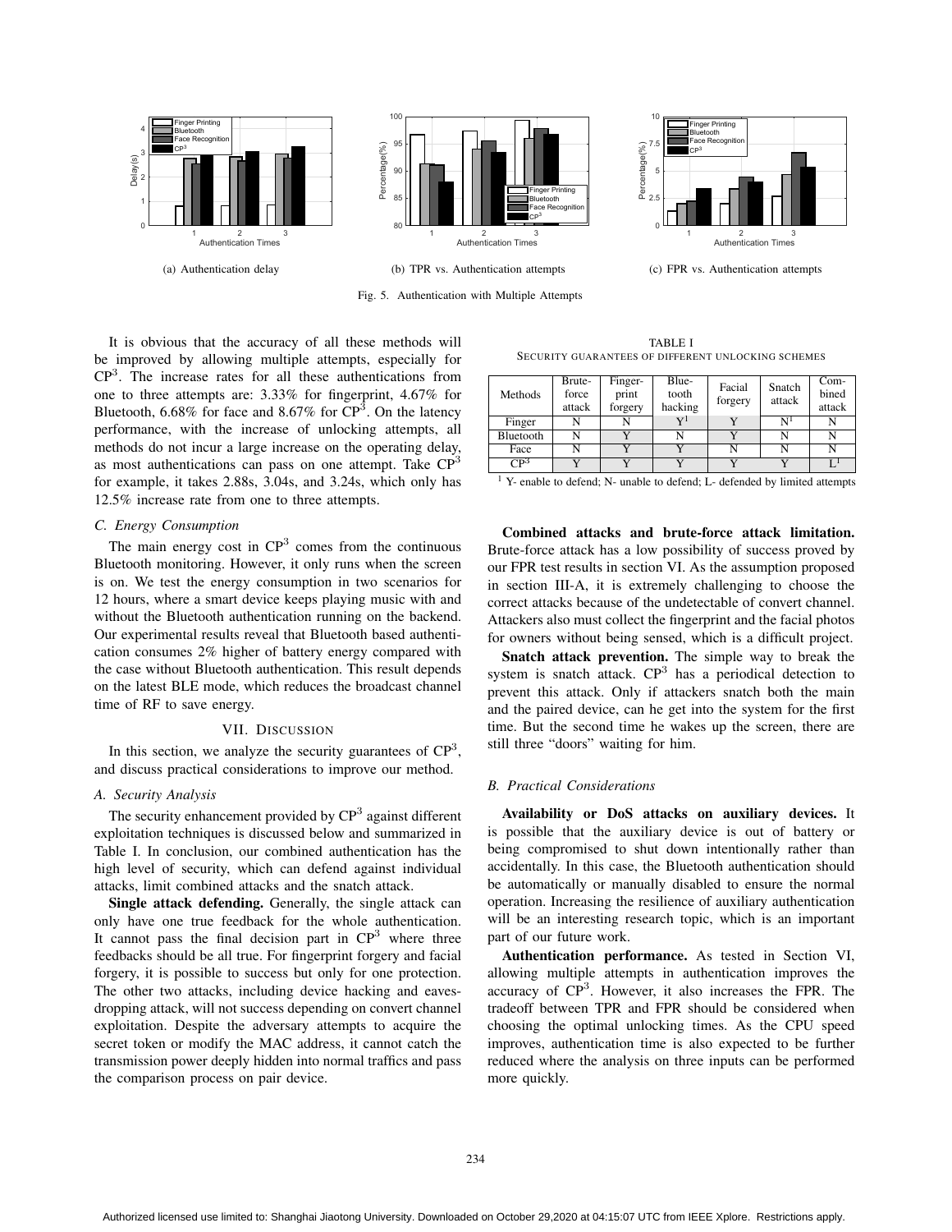(a) Authentication delay

(b) TPR vs. Authentication attempts

(c) FPR vs. Authentication attempts

Fig. 5. Authentication with Multiple Attempts

It is obvious that the accuracy of all these methods will be improved by allowing multiple attempts, especially for $CP^3$. The increase rates for all these authentications from one to three attempts are: 3.33% for fingerprint, 4.67% for Bluetooth, 6.68% for face and 8.67% for $CP^3$. On the latency performance, with the increase of unlocking attempts, all methods do not incur a large increase on the operating delay, as most authentications can pass on one attempt. Take $CP^3$ for example, it takes 2.88s, 3.04s, and 3.24s, which only has 12.5% increase rate from one to three attempts.

### C. Energy Consumption

The main energy cost in $CP^3$ comes from the continuous Bluetooth monitoring. However, it only runs when the screen is on. We test the energy consumption in two scenarios for 12 hours, where a smart device keeps playing music with and without the Bluetooth authentication running on the backend. Our experimental results reveal that Bluetooth based authentication consumes 2% higher of battery energy compared with the case without Bluetooth authentication. This result depends on the latest BLE mode, which reduces the broadcast channel time of RF to save energy.

## VII. Discussion

In this section, we analyze the security guarantees of $CP^3$, and discuss practical considerations to improve our method.

### A. Security Analysis

The security enhancement provided by $CP^3$ against different exploitation techniques is discussed below and summarized in Table I. In conclusion, our combined authentication has the high level of security, which can defend against individual attacks, limit combined attacks and the snatch attack.

**Single attack defending.** Generally, the single attack can only have one true feedback for the whole authentication. It cannot pass the final decision part in $CP^3$ where three feedbacks should be all true. For fingerprint forgery and facial forgery, it is possible to success but only for one protection. The other two attacks, including device hacking and eavesdropping attack, will not success depending on convert channel exploitation. Despite the adversary attempts to acquire the secret token or modify the MAC address, it cannot catch the transmission power deeply hidden into normal traffics and pass the comparison process on pair device.

TABLE I
Security guarantees of different unlocking schemes

| Methods | Brute-force attack | Fingerprint forgery | Bluetooth hacking | Facial forgery | Snatch attack | Combined attack |
|---|---|---|---|---|---|---|
| Finger | N | N | Y[1] | Y | N[1] | N |
| Bluetooth | N | Y | N | Y | N | N |
| Face | N | Y | Y | N | N | N |
| $CP^3$ | Y | Y | Y | Y | Y | L[1] |

[1] Y- enable to defend; N- unable to defend; L- defended by limited attempts

**Combined attacks and brute-force attack limitation.** Brute-force attack has a low possibility of success proved by our FPR test results in section VI. As the assumption proposed in section III-A, it is extremely challenging to choose the correct attacks because of the undetectable of convert channel. Attackers also must collect the fingerprint and the facial photos for owners without being sensed, which is a difficult project.

**Snatch attack prevention.** The simple way to break the system is snatch attack. $CP^3$ has a periodical detection to prevent this attack. Only if attackers snatch both the main and the paired device, can he get into the system for the first time. But the second time he wakes up the screen, there are still three "doors" waiting for him.

### B. Practical Considerations

**Availability or DoS attacks on auxiliary devices.** It is possible that the auxiliary device is out of battery or being compromised to shut down intentionally rather than accidentally. In this case, the Bluetooth authentication should be automatically or manually disabled to ensure the normal operation. Increasing the resilience of auxiliary authentication will be an interesting research topic, which is an important part of our future work.

**Authentication performance.** As tested in Section VI, allowing multiple attempts in authentication improves the accuracy of $CP^3$. However, it also increases the FPR. The tradeoff between TPR and FPR should be considered when choosing the optimal unlocking times. As the CPU speed improves, authentication time is also expected to be further reduced where the analysis on three inputs can be performed more quickly.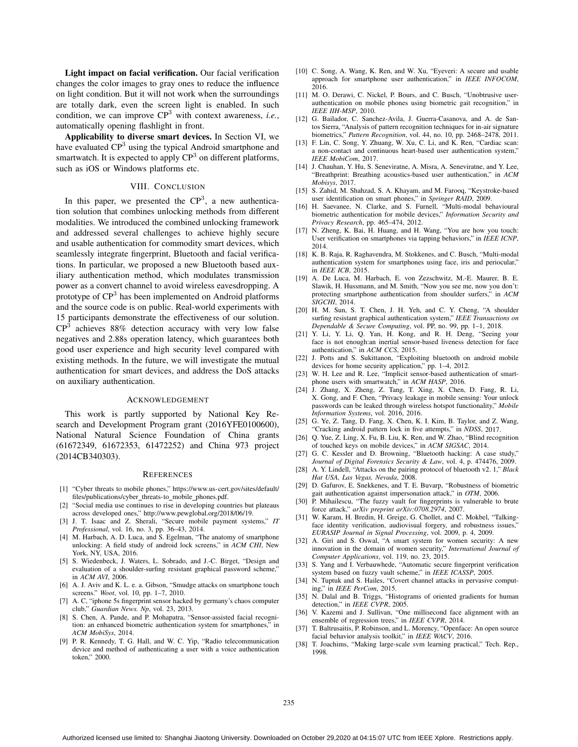**Light impact on facial verification.** Our facial verification changes the color images to gray ones to reduce the influence on light condition. But it will not work when the surroundings are totally dark, even the screen light is enabled. In such condition, we can improve CP$^3$ with context awareness, *i.e.*, automatically opening flashlight in front.

**Applicability to diverse smart devices.** In Section VI, we have evaluated CP$^3$ using the typical Android smartphone and smartwatch. It is expected to apply CP$^3$ on different platforms, such as iOS or Windows platforms etc.

## VIII. Conclusion

In this paper, we presented the CP$^3$, a new authentication solution that combines unlocking methods from different modalities. We introduced the combined unlocking framework and addressed several challenges to achieve highly secure and usable authentication for commodity smart devices, which seamlessly integrate fingerprint, Bluetooth and facial verifications. In particular, we proposed a new Bluetooth based auxiliary authentication method, which modulates transmission power as a convert channel to avoid wireless eavesdropping. A prototype of CP$^3$ has been implemented on Android platforms and the source code is on public. Real-world experiments with 15 participants demonstrate the effectiveness of our solution. CP$^3$ achieves 88% detection accuracy with very low false negatives and 2.88s operation latency, which guarantees both good user experience and high security level compared with existing methods. In the future, we will investigate the mutual authentication for smart devices, and address the DoS attacks on auxiliary authentication.

## Acknowledgement

This work is partly supported by National Key Research and Development Program grant (2016YFE0100600), National Natural Science Foundation of China grants (61672349, 61672353, 61472252) and China 973 project (2014CB340303).

## References

[1] "Cyber threats to mobile phones," https://www.us-cert.gov/sites/default/files/publications/cyber_threats-to_mobile_phones.pdf.

[2] "Social media use continues to rise in developing countries but plateaus across developed ones," http://www.pewglobal.org/2018/06/19.

[3] J. T. Isaac and Z. Sherali, "Secure mobile payment systems," *IT Professional*, vol. 16, no. 3, pp. 36–43, 2014.

[4] M. Harbach, A. D. Luca, and S. Egelman, "The anatomy of smartphone unlocking: A field study of android lock screens," in *ACM CHI*, New York, NY, USA, 2016.

[5] S. Wiedenbeck, J. Waters, L. Sobrado, and J.-C. Birget, "Design and evaluation of a shoulder-surfing resistant graphical password scheme," in *ACM AVI*, 2006.

[6] A. J. Aviv and K. L. e. a. Gibson, "Smudge attacks on smartphone touch screens." *Woot*, vol. 10, pp. 1–7, 2010.

[7] A. C, "iphone 5s fingerprint sensor hacked by germany's chaos computer club," *Guardian News. Np*, vol. 23, 2013.

[8] S. Chen, A. Pande, and P. Mohapatra, "Sensor-assisted facial recognition: an enhanced biometric authentication system for smartphones," in *ACM MobiSys*, 2014.

[9] P. R. Kennedy, T. G. Hall, and W. C. Yip, "Radio telecommunication device and method of authenticating a user with a voice authentication token," 2000.

[10] C. Song, A. Wang, K. Ren, and W. Xu, "Eyeveri: A secure and usable approach for smartphone user authentication," in *IEEE INFOCOM*, 2016.

[11] M. O. Derawi, C. Nickel, P. Bours, and C. Busch, "Unobtrusive user-authentication on mobile phones using biometric gait recognition," in *IEEE IIH-MSP*, 2010.

[12] G. Bailador, C. Sanchez-Avila, J. Guerra-Casanova, and A. de Santos Sierra, "Analysis of pattern recognition techniques for in-air signature biometrics," *Pattern Recognition*, vol. 44, no. 10, pp. 2468–2478, 2011.

[13] F. Lin, C. Song, Y. Zhuang, W. Xu, C. Li, and K. Ren, "Cardiac scan: a non-contact and continuous heart-based user authentication system," *IEEE MobiCom*, 2017.

[14] J. Chauhan, Y. Hu, S. Seneviratne, A. Misra, A. Seneviratne, and Y. Lee, "Breathprint: Breathing acoustics-based user authentication," in *ACM Mobisys*, 2017.

[15] S. Zahid, M. Shahzad, S. A. Khayam, and M. Farooq, "Keystroke-based user identification on smart phones," in *Springer RAID*, 2009.

[16] H. Saevanee, N. Clarke, and S. Furnell, "Multi-modal behavioural biometric authentication for mobile devices," *Information Security and Privacy Research*, pp. 465–474, 2012.

[17] N. Zheng, K. Bai, H. Huang, and H. Wang, "You are how you touch: User verification on smartphones via tapping behaviors," in *IEEE ICNP*, 2014.

[18] K. B. Raja, R. Raghavendra, M. Stokkenes, and C. Busch, "Multi-modal authentication system for smartphones using face, iris and periocular," in *IEEE ICB*, 2015.

[19] A. De Luca, M. Harbach, E. von Zezschwitz, M.-E. Maurer, B. E. Slawik, H. Hussmann, and M. Smith, "Now you see me, now you don't: protecting smartphone authentication from shoulder surfers," in *ACM SIGCHI*, 2014.

[20] H. M. Sun, S. T. Chen, J. H. Yeh, and C. Y. Cheng, "A shoulder surfing resistant graphical authentication system," *IEEE Transactions on Dependable & Secure Computing*, vol. PP, no. 99, pp. 1–1, 2018.

[21] Y. Li, Y. Li, Q. Yan, H. Kong, and R. H. Deng, "Seeing your face is not enough:an inertial sensor-based liveness detection for face authentication," in *ACM CCS*, 2015.

[22] J. Potts and S. Sukittanon, "Exploiting bluetooth on android mobile devices for home security application," pp. 1–4, 2012.

[23] W. H. Lee and R. Lee, "Implicit sensor-based authentication of smartphone users with smartwatch," in *ACM HASP*, 2016.

[24] J. Zhang, X. Zheng, Z. Tang, T. Xing, X. Chen, D. Fang, R. Li, X. Gong, and F. Chen, "Privacy leakage in mobile sensing: Your unlock passwords can be leaked through wireless hotspot functionality," *Mobile Information Systems*, vol. 2016, 2016.

[25] G. Ye, Z. Tang, D. Fang, X. Chen, K. I. Kim, B. Taylor, and Z. Wang, "Cracking android pattern lock in five attempts," in *NDSS*, 2017.

[26] Q. Yue, Z. Ling, X. Fu, B. Liu, K. Ren, and W. Zhao, "Blind recognition of touched keys on mobile devices," in *ACM SIGSAC*, 2014.

[27] G. C. Kessler and D. Browning, "Bluetooth hacking: A case study," *Journal of Digital Forensics Security & Law*, vol. 4, p. 474476, 2009.

[28] A. Y. Lindell, "Attacks on the pairing protocol of bluetooth v2. 1," *Black Hat USA, Las Vegas, Nevada*, 2008.

[29] D. Gafurov, E. Snekkenes, and T. E. Buvarp, "Robustness of biometric gait authentication against impersonation attack," in *OTM*, 2006.

[30] P. Mihailescu, "The fuzzy vault for fingerprints is vulnerable to brute force attack," *arXiv preprint arXiv:0708.2974*, 2007.

[31] W. Karam, H. Bredin, H. Greige, G. Chollet, and C. Mokbel, "Talking-face identity verification, audiovisual forgery, and robustness issues," *EURASIP Journal in Signal Processing*, vol. 2009, p. 4, 2009.

[32] A. Giri and S. Oswal, "A smart system for women security: A new innovation in the domain of women security," *International Journal of Computer Applications*, vol. 119, no. 23, 2015.

[33] S. Yang and I. Verbauwhede, "Automatic secure fingerprint verification system based on fuzzy vault scheme," in *IEEE ICASSP*, 2005.

[34] N. Tuptuk and S. Hailes, "Covert channel attacks in pervasive computing," in *IEEE PerCom*, 2015.

[35] N. Dalal and B. Triggs, "Histograms of oriented gradients for human detection," in *IEEE CVPR*, 2005.

[36] V. Kazemi and J. Sullivan, "One millisecond face alignment with an ensemble of regression trees," in *IEEE CVPR*, 2014.

[37] T. Baltrusaitis, P. Robinson, and L. Morency, "Openface: An open source facial behavior analysis toolkit," in *IEEE WACV*, 2016.

[38] T. Joachims, "Making large-scale svm learning practical," Tech. Rep., 1998.